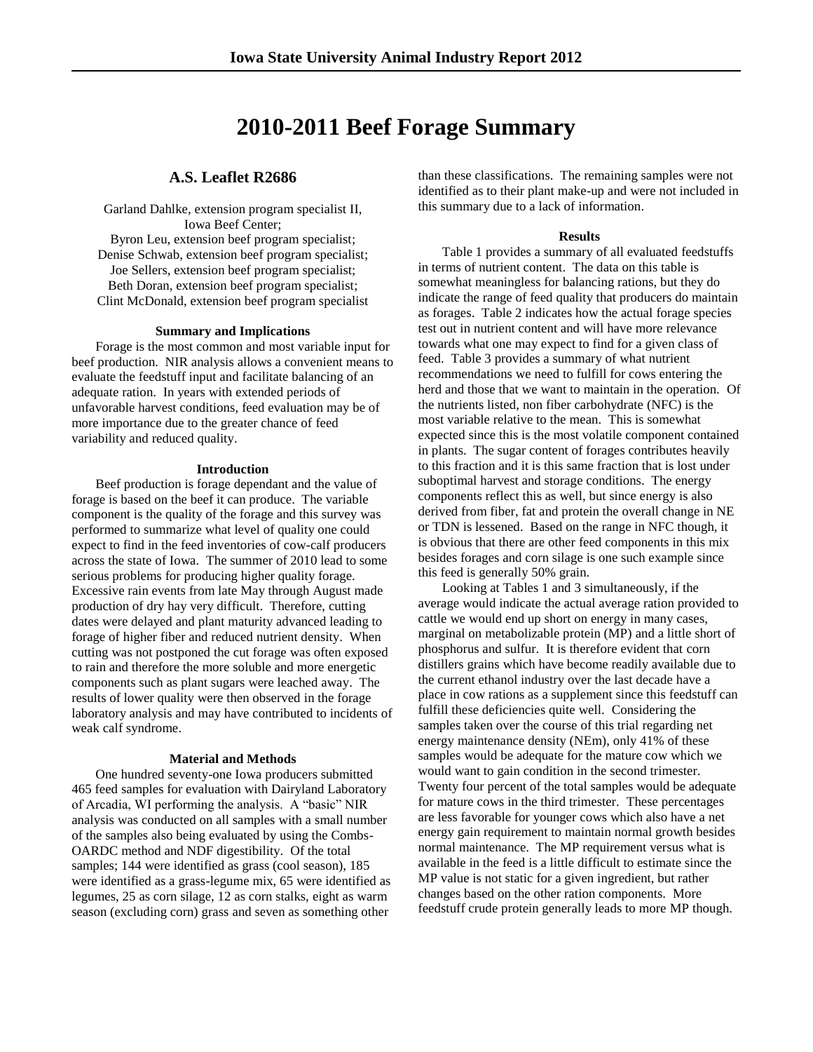# 2010-2011 Beef Forage Summary

## A.S. Leaflet R2686

Garland Dahlke, extension program specialist II, Iowa Beef Center;
Byron Leu, extension beef program specialist;
Denise Schwab, extension beef program specialist;
Joe Sellers, extension beef program specialist;
Beth Doran, extension beef program specialist;
Clint McDonald, extension beef program specialist

### Summary and Implications

Forage is the most common and most variable input for beef production. NIR analysis allows a convenient means to evaluate the feedstuff input and facilitate balancing of an adequate ration. In years with extended periods of unfavorable harvest conditions, feed evaluation may be of more importance due to the greater chance of feed variability and reduced quality.

### Introduction

Beef production is forage dependant and the value of forage is based on the beef it can produce. The variable component is the quality of the forage and this survey was performed to summarize what level of quality one could expect to find in the feed inventories of cow-calf producers across the state of Iowa. The summer of 2010 lead to some serious problems for producing higher quality forage. Excessive rain events from late May through August made production of dry hay very difficult. Therefore, cutting dates were delayed and plant maturity advanced leading to forage of higher fiber and reduced nutrient density. When cutting was not postponed the cut forage was often exposed to rain and therefore the more soluble and more energetic components such as plant sugars were leached away. The results of lower quality were then observed in the forage laboratory analysis and may have contributed to incidents of weak calf syndrome.

### Material and Methods

One hundred seventy-one Iowa producers submitted 465 feed samples for evaluation with Dairyland Laboratory of Arcadia, WI performing the analysis. A "basic" NIR analysis was conducted on all samples with a small number of the samples also being evaluated by using the Combs-OARDC method and NDF digestibility. Of the total samples; 144 were identified as grass (cool season), 185 were identified as a grass-legume mix, 65 were identified as legumes, 25 as corn silage, 12 as corn stalks, eight as warm season (excluding corn) grass and seven as something other than these classifications. The remaining samples were not identified as to their plant make-up and were not included in this summary due to a lack of information.

### Results

Table 1 provides a summary of all evaluated feedstuffs in terms of nutrient content. The data on this table is somewhat meaningless for balancing rations, but they do indicate the range of feed quality that producers do maintain as forages. Table 2 indicates how the actual forage species test out in nutrient content and will have more relevance towards what one may expect to find for a given class of feed. Table 3 provides a summary of what nutrient recommendations we need to fulfill for cows entering the herd and those that we want to maintain in the operation. Of the nutrients listed, non fiber carbohydrate (NFC) is the most variable relative to the mean. This is somewhat expected since this is the most volatile component contained in plants. The sugar content of forages contributes heavily to this fraction and it is this same fraction that is lost under suboptimal harvest and storage conditions. The energy components reflect this as well, but since energy is also derived from fiber, fat and protein the overall change in NE or TDN is lessened. Based on the range in NFC though, it is obvious that there are other feed components in this mix besides forages and corn silage is one such example since this feed is generally 50% grain.

Looking at Tables 1 and 3 simultaneously, if the average would indicate the actual average ration provided to cattle we would end up short on energy in many cases, marginal on metabolizable protein (MP) and a little short of phosphorus and sulfur. It is therefore evident that corn distillers grains which have become readily available due to the current ethanol industry over the last decade have a place in cow rations as a supplement since this feedstuff can fulfill these deficiencies quite well. Considering the samples taken over the course of this trial regarding net energy maintenance density (NEm), only 41% of these samples would be adequate for the mature cow which we would want to gain condition in the second trimester. Twenty four percent of the total samples would be adequate for mature cows in the third trimester. These percentages are less favorable for younger cows which also have a net energy gain requirement to maintain normal growth besides normal maintenance. The MP requirement versus what is available in the feed is a little difficult to estimate since the MP value is not static for a given ingredient, but rather changes based on the other ration components. More feedstuff crude protein generally leads to more MP though.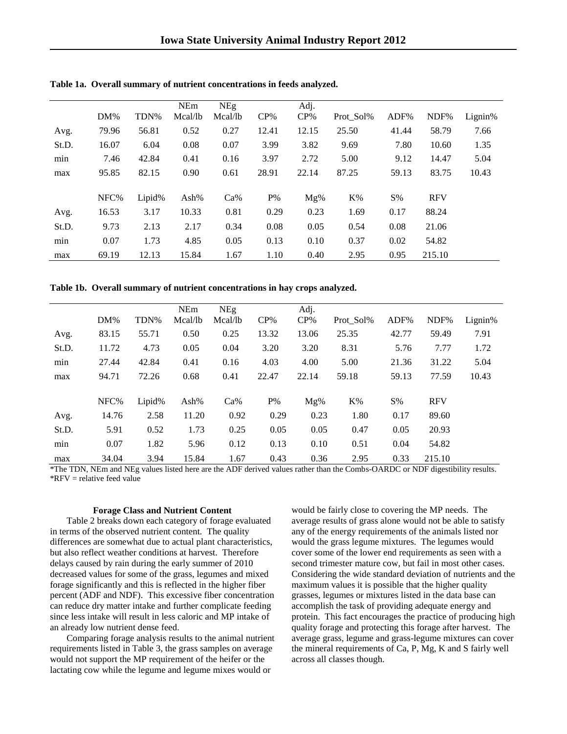**Table 1a. Overall summary of nutrient concentrations in feeds analyzed.**

| | DM% | TDN% | NEm Mcal/lb | NEg Mcal/lb | CP% | Adj. CP% | Prot_Sol% | ADF% | NDF% | Lignin% |
|---|---|---|---|---|---|---|---|---|---|---|
| Avg. | 79.96 | 56.81 | 0.52 | 0.27 | 12.41 | 12.15 | 25.50 | 41.44 | 58.79 | 7.66 |
| St.D. | 16.07 | 6.04 | 0.08 | 0.07 | 3.99 | 3.82 | 9.69 | 7.80 | 10.60 | 1.35 |
| min | 7.46 | 42.84 | 0.41 | 0.16 | 3.97 | 2.72 | 5.00 | 9.12 | 14.47 | 5.04 |
| max | 95.85 | 82.15 | 0.90 | 0.61 | 28.91 | 22.14 | 87.25 | 59.13 | 83.75 | 10.43 |
| | NFC% | Lipid% | Ash% | Ca% | P% | Mg% | K% | S% | RFV | |
| Avg. | 16.53 | 3.17 | 10.33 | 0.81 | 0.29 | 0.23 | 1.69 | 0.17 | 88.24 | |
| St.D. | 9.73 | 2.13 | 2.17 | 0.34 | 0.08 | 0.05 | 0.54 | 0.08 | 21.06 | |
| min | 0.07 | 1.73 | 4.85 | 0.05 | 0.13 | 0.10 | 0.37 | 0.02 | 54.82 | |
| max | 69.19 | 12.13 | 15.84 | 1.67 | 1.10 | 0.40 | 2.95 | 0.95 | 215.10 | |

**Table 1b. Overall summary of nutrient concentrations in hay crops analyzed.**

| | DM% | TDN% | NEm Mcal/lb | NEg Mcal/lb | CP% | Adj. CP% | Prot_Sol% | ADF% | NDF% | Lignin% |
|---|---|---|---|---|---|---|---|---|---|---|
| Avg. | 83.15 | 55.71 | 0.50 | 0.25 | 13.32 | 13.06 | 25.35 | 42.77 | 59.49 | 7.91 |
| St.D. | 11.72 | 4.73 | 0.05 | 0.04 | 3.20 | 3.20 | 8.31 | 5.76 | 7.77 | 1.72 |
| min | 27.44 | 42.84 | 0.41 | 0.16 | 4.03 | 4.00 | 5.00 | 21.36 | 31.22 | 5.04 |
| max | 94.71 | 72.26 | 0.68 | 0.41 | 22.47 | 22.14 | 59.18 | 59.13 | 77.59 | 10.43 |
| | NFC% | Lipid% | Ash% | Ca% | P% | Mg% | K% | S% | RFV | |
| Avg. | 14.76 | 2.58 | 11.20 | 0.92 | 0.29 | 0.23 | 1.80 | 0.17 | 89.60 | |
| St.D. | 5.91 | 0.52 | 1.73 | 0.25 | 0.05 | 0.05 | 0.47 | 0.05 | 20.93 | |
| min | 0.07 | 1.82 | 5.96 | 0.12 | 0.13 | 0.10 | 0.51 | 0.04 | 54.82 | |
| max | 34.04 | 3.94 | 15.84 | 1.67 | 0.43 | 0.36 | 2.95 | 0.33 | 215.10 | |

*The TDN, NEm and NEg values listed here are the ADF derived values rather than the Combs-OARDC or NDF digestibility results.
*RFV = relative feed value

### Forage Class and Nutrient Content

Table 2 breaks down each category of forage evaluated in terms of the observed nutrient content. The quality differences are somewhat due to actual plant characteristics, but also reflect weather conditions at harvest. Therefore delays caused by rain during the early summer of 2010 decreased values for some of the grass, legumes and mixed forage significantly and this is reflected in the higher fiber percent (ADF and NDF). This excessive fiber concentration can reduce dry matter intake and further complicate feeding since less intake will result in less caloric and MP intake of an already low nutrient dense feed.

Comparing forage analysis results to the animal nutrient requirements listed in Table 3, the grass samples on average would not support the MP requirement of the heifer or the lactating cow while the legume and legume mixes would or would be fairly close to covering the MP needs. The average results of grass alone would not be able to satisfy any of the energy requirements of the animals listed nor would the grass legume mixtures. The legumes would cover some of the lower end requirements as seen with a second trimester mature cow, but fail in most other cases. Considering the wide standard deviation of nutrients and the maximum values it is possible that the higher quality grasses, legumes or mixtures listed in the data base can accomplish the task of providing adequate energy and protein. This fact encourages the practice of producing high quality forage and protecting this forage after harvest. The average grass, legume and grass-legume mixtures can cover the mineral requirements of Ca, P, Mg, K and S fairly well across all classes though.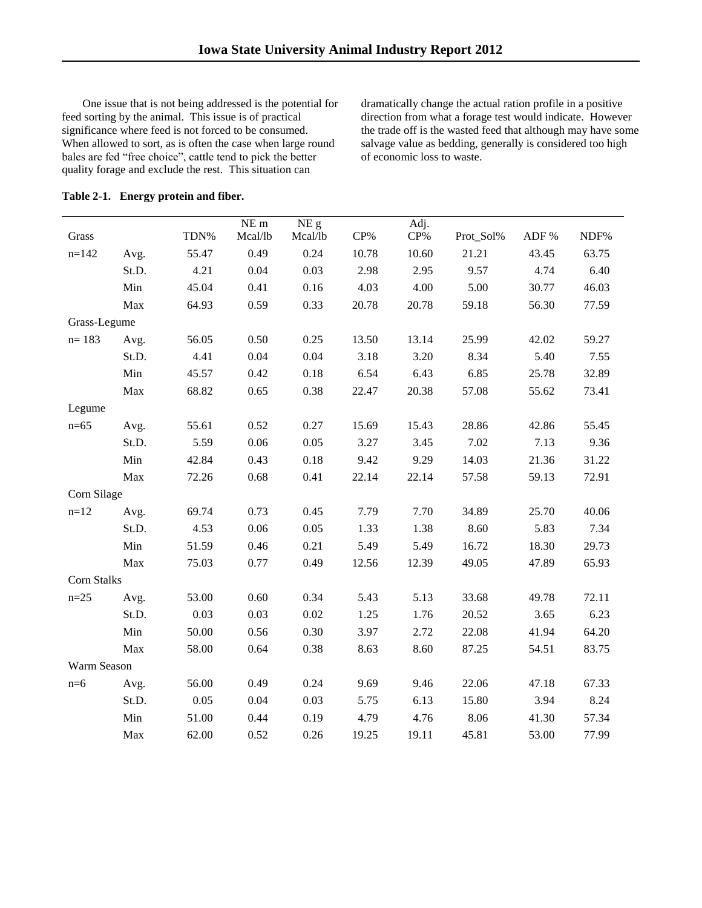One issue that is not being addressed is the potential for feed sorting by the animal. This issue is of practical significance where feed is not forced to be consumed. When allowed to sort, as is often the case when large round bales are fed "free choice", cattle tend to pick the better quality forage and exclude the rest. This situation can dramatically change the actual ration profile in a positive direction from what a forage test would indicate. However the trade off is the wasted feed that although may have some salvage value as bedding, generally is considered too high of economic loss to waste.

**Table 2-1. Energy protein and fiber.**

| Grass | | TDN% | NE m Mcal/lb | NE g Mcal/lb | CP% | Adj. CP% | Prot_Sol% | ADF % | NDF% |
|---|---|---|---|---|---|---|---|---|---|
| n=142 | Avg. | 55.47 | 0.49 | 0.24 | 10.78 | 10.60 | 21.21 | 43.45 | 63.75 |
| | St.D. | 4.21 | 0.04 | 0.03 | 2.98 | 2.95 | 9.57 | 4.74 | 6.40 |
| | Min | 45.04 | 0.41 | 0.16 | 4.03 | 4.00 | 5.00 | 30.77 | 46.03 |
| | Max | 64.93 | 0.59 | 0.33 | 20.78 | 20.78 | 59.18 | 56.30 | 77.59 |
| Grass-Legume | | | | | | | | | |
| n= 183 | Avg. | 56.05 | 0.50 | 0.25 | 13.50 | 13.14 | 25.99 | 42.02 | 59.27 |
| | St.D. | 4.41 | 0.04 | 0.04 | 3.18 | 3.20 | 8.34 | 5.40 | 7.55 |
| | Min | 45.57 | 0.42 | 0.18 | 6.54 | 6.43 | 6.85 | 25.78 | 32.89 |
| | Max | 68.82 | 0.65 | 0.38 | 22.47 | 20.38 | 57.08 | 55.62 | 73.41 |
| Legume | | | | | | | | | |
| n=65 | Avg. | 55.61 | 0.52 | 0.27 | 15.69 | 15.43 | 28.86 | 42.86 | 55.45 |
| | St.D. | 5.59 | 0.06 | 0.05 | 3.27 | 3.45 | 7.02 | 7.13 | 9.36 |
| | Min | 42.84 | 0.43 | 0.18 | 9.42 | 9.29 | 14.03 | 21.36 | 31.22 |
| | Max | 72.26 | 0.68 | 0.41 | 22.14 | 22.14 | 57.58 | 59.13 | 72.91 |
| Corn Silage | | | | | | | | | |
| n=12 | Avg. | 69.74 | 0.73 | 0.45 | 7.79 | 7.70 | 34.89 | 25.70 | 40.06 |
| | St.D. | 4.53 | 0.06 | 0.05 | 1.33 | 1.38 | 8.60 | 5.83 | 7.34 |
| | Min | 51.59 | 0.46 | 0.21 | 5.49 | 5.49 | 16.72 | 18.30 | 29.73 |
| | Max | 75.03 | 0.77 | 0.49 | 12.56 | 12.39 | 49.05 | 47.89 | 65.93 |
| Corn Stalks | | | | | | | | | |
| n=25 | Avg. | 53.00 | 0.60 | 0.34 | 5.43 | 5.13 | 33.68 | 49.78 | 72.11 |
| | St.D. | 0.03 | 0.03 | 0.02 | 1.25 | 1.76 | 20.52 | 3.65 | 6.23 |
| | Min | 50.00 | 0.56 | 0.30 | 3.97 | 2.72 | 22.08 | 41.94 | 64.20 |
| | Max | 58.00 | 0.64 | 0.38 | 8.63 | 8.60 | 87.25 | 54.51 | 83.75 |
| Warm Season | | | | | | | | | |
| n=6 | Avg. | 56.00 | 0.49 | 0.24 | 9.69 | 9.46 | 22.06 | 47.18 | 67.33 |
| | St.D. | 0.05 | 0.04 | 0.03 | 5.75 | 6.13 | 15.80 | 3.94 | 8.24 |
| | Min | 51.00 | 0.44 | 0.19 | 4.79 | 4.76 | 8.06 | 41.30 | 57.34 |
| | Max | 62.00 | 0.52 | 0.26 | 19.25 | 19.11 | 45.81 | 53.00 | 77.99 |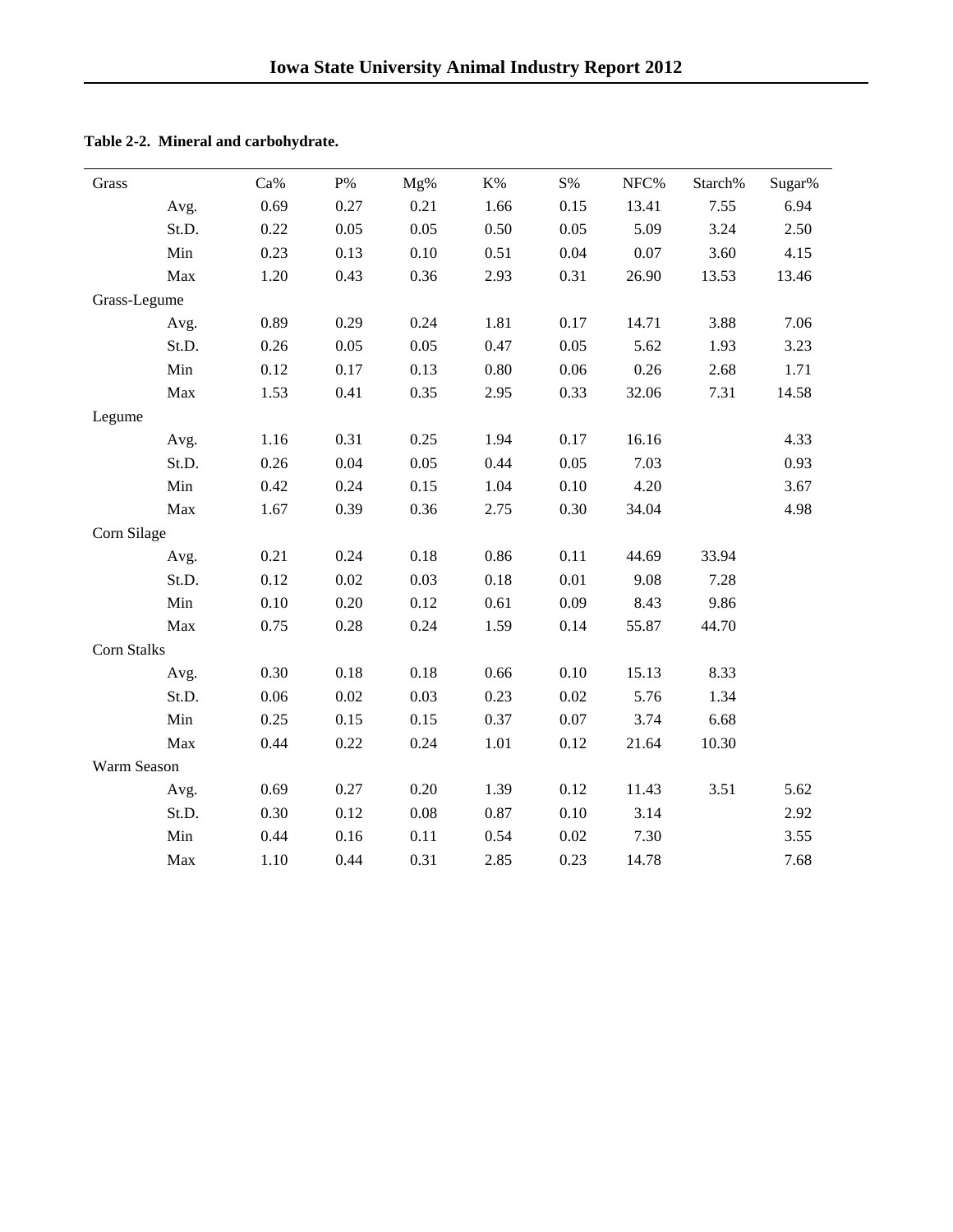**Table 2-2. Mineral and carbohydrate.**

| Grass | | Ca% | P% | Mg% | K% | S% | NFC% | Starch% | Sugar% |
|---|---|---|---|---|---|---|---|---|---|
| | Avg. | 0.69 | 0.27 | 0.21 | 1.66 | 0.15 | 13.41 | 7.55 | 6.94 |
| | St.D. | 0.22 | 0.05 | 0.05 | 0.50 | 0.05 | 5.09 | 3.24 | 2.50 |
| | Min | 0.23 | 0.13 | 0.10 | 0.51 | 0.04 | 0.07 | 3.60 | 4.15 |
| | Max | 1.20 | 0.43 | 0.36 | 2.93 | 0.31 | 26.90 | 13.53 | 13.46 |
| Grass-Legume | | | | | | | | | |
| | Avg. | 0.89 | 0.29 | 0.24 | 1.81 | 0.17 | 14.71 | 3.88 | 7.06 |
| | St.D. | 0.26 | 0.05 | 0.05 | 0.47 | 0.05 | 5.62 | 1.93 | 3.23 |
| | Min | 0.12 | 0.17 | 0.13 | 0.80 | 0.06 | 0.26 | 2.68 | 1.71 |
| | Max | 1.53 | 0.41 | 0.35 | 2.95 | 0.33 | 32.06 | 7.31 | 14.58 |
| Legume | | | | | | | | | |
| | Avg. | 1.16 | 0.31 | 0.25 | 1.94 | 0.17 | 16.16 | | 4.33 |
| | St.D. | 0.26 | 0.04 | 0.05 | 0.44 | 0.05 | 7.03 | | 0.93 |
| | Min | 0.42 | 0.24 | 0.15 | 1.04 | 0.10 | 4.20 | | 3.67 |
| | Max | 1.67 | 0.39 | 0.36 | 2.75 | 0.30 | 34.04 | | 4.98 |
| Corn Silage | | | | | | | | | |
| | Avg. | 0.21 | 0.24 | 0.18 | 0.86 | 0.11 | 44.69 | 33.94 | |
| | St.D. | 0.12 | 0.02 | 0.03 | 0.18 | 0.01 | 9.08 | 7.28 | |
| | Min | 0.10 | 0.20 | 0.12 | 0.61 | 0.09 | 8.43 | 9.86 | |
| | Max | 0.75 | 0.28 | 0.24 | 1.59 | 0.14 | 55.87 | 44.70 | |
| Corn Stalks | | | | | | | | | |
| | Avg. | 0.30 | 0.18 | 0.18 | 0.66 | 0.10 | 15.13 | 8.33 | |
| | St.D. | 0.06 | 0.02 | 0.03 | 0.23 | 0.02 | 5.76 | 1.34 | |
| | Min | 0.25 | 0.15 | 0.15 | 0.37 | 0.07 | 3.74 | 6.68 | |
| | Max | 0.44 | 0.22 | 0.24 | 1.01 | 0.12 | 21.64 | 10.30 | |
| Warm Season | | | | | | | | | |
| | Avg. | 0.69 | 0.27 | 0.20 | 1.39 | 0.12 | 11.43 | 3.51 | 5.62 |
| | St.D. | 0.30 | 0.12 | 0.08 | 0.87 | 0.10 | 3.14 | | 2.92 |
| | Min | 0.44 | 0.16 | 0.11 | 0.54 | 0.02 | 7.30 | | 3.55 |
| | Max | 1.10 | 0.44 | 0.31 | 2.85 | 0.23 | 14.78 | | 7.68 |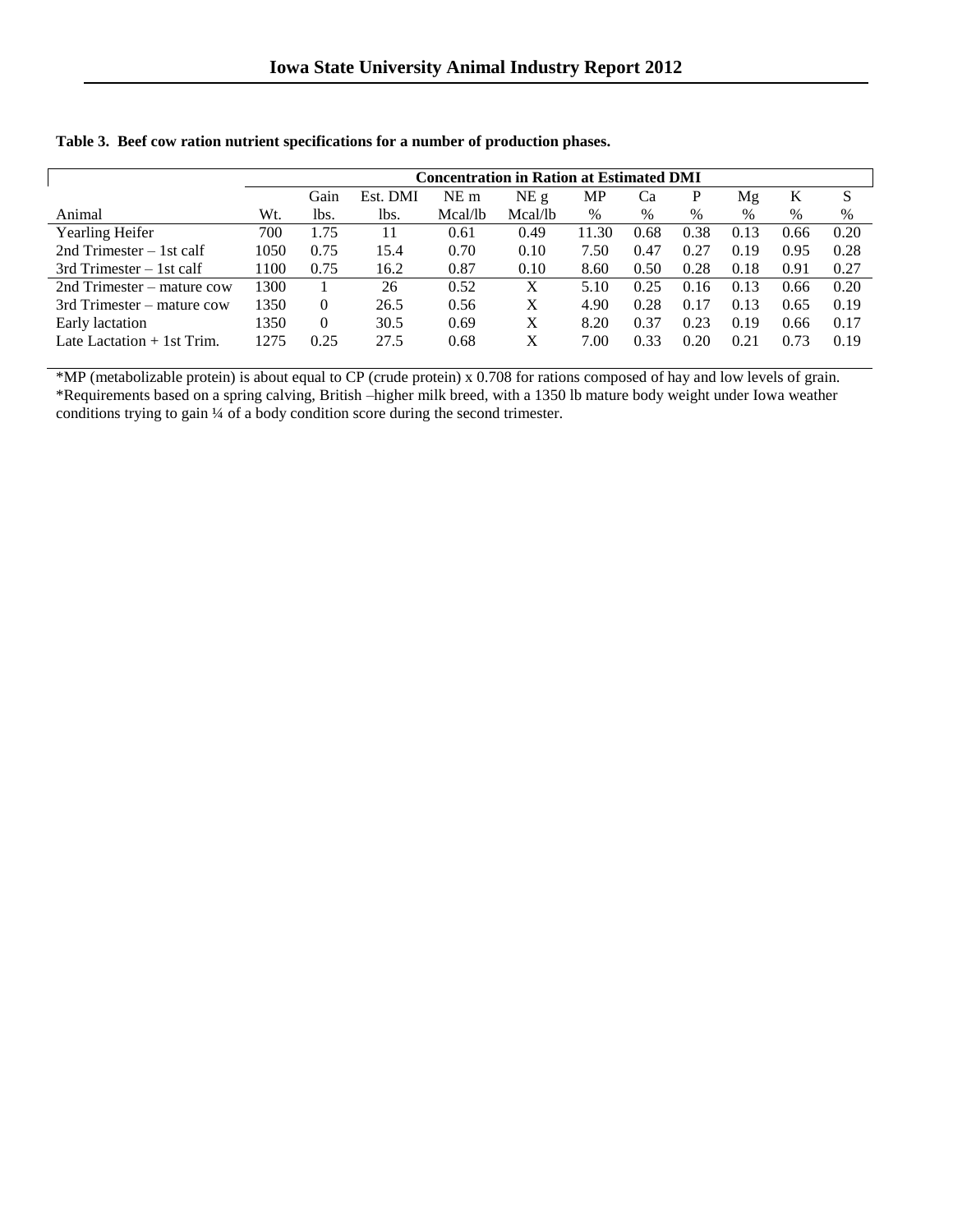**Table 3. Beef cow ration nutrient specifications for a number of production phases.**

| | Concentration in Ration at Estimated DMI | | | | | | | | | | |
|---|---|---|---|---|---|---|---|---|---|---|---|
| | | Gain | Est. DMI | NE m | NE g | MP | Ca | P | Mg | K | S |
| Animal | Wt. | lbs. | lbs. | Mcal/lb | Mcal/lb | % | % | % | % | % | % |
| Yearling Heifer | 700 | 1.75 | 11 | 0.61 | 0.49 | 11.30 | 0.68 | 0.38 | 0.13 | 0.66 | 0.20 |
| 2nd Trimester – 1st calf | 1050 | 0.75 | 15.4 | 0.70 | 0.10 | 7.50 | 0.47 | 0.27 | 0.19 | 0.95 | 0.28 |
| 3rd Trimester – 1st calf | 1100 | 0.75 | 16.2 | 0.87 | 0.10 | 8.60 | 0.50 | 0.28 | 0.18 | 0.91 | 0.27 |
| 2nd Trimester – mature cow | 1300 | 1 | 26 | 0.52 | X | 5.10 | 0.25 | 0.16 | 0.13 | 0.66 | 0.20 |
| 3rd Trimester – mature cow | 1350 | 0 | 26.5 | 0.56 | X | 4.90 | 0.28 | 0.17 | 0.13 | 0.65 | 0.19 |
| Early lactation | 1350 | 0 | 30.5 | 0.69 | X | 8.20 | 0.37 | 0.23 | 0.19 | 0.66 | 0.17 |
| Late Lactation + 1st Trim. | 1275 | 0.25 | 27.5 | 0.68 | X | 7.00 | 0.33 | 0.20 | 0.21 | 0.73 | 0.19 |

*MP (metabolizable protein) is about equal to CP (crude protein) x 0.708 for rations composed of hay and low levels of grain.
*Requirements based on a spring calving, British –higher milk breed, with a 1350 lb mature body weight under Iowa weather conditions trying to gain ¼ of a body condition score during the second trimester.